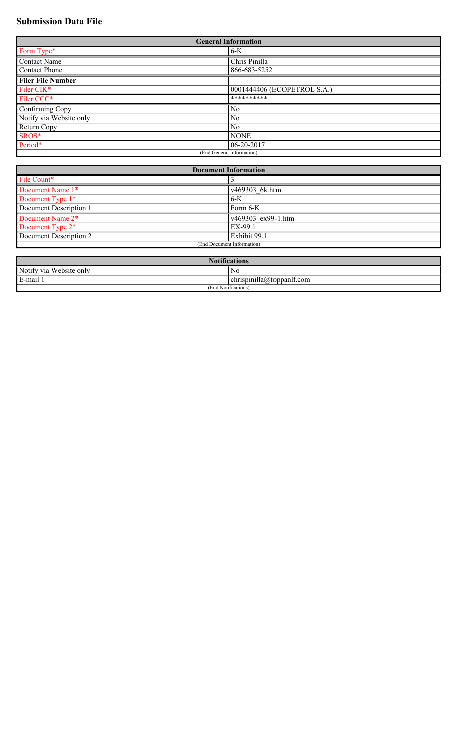# Submission Data File

| General Information | |
|---|---|
| Form Type* | 6-K |
| Contact Name | Chris Pinilla |
| Contact Phone | 866-683-5252 |
| **Filer File Number** | |
| Filer CIK* | 0001444406 (ECOPETROL S.A.) |
| Filer CCC* | ********** |
| Confirming Copy | No |
| Notify via Website only | No |
| Return Copy | No |
| SROS* | NONE |
| Period* | 06-20-2017 |
| (End General Information) | |

| Document Information | |
|---|---|
| File Count* | 3 |
| Document Name 1* | v469303_6k.htm |
| Document Type 1* | 6-K |
| Document Description 1 | Form 6-K |
| Document Name 2* | v469303_ex99-1.htm |
| Document Type 2* | EX-99.1 |
| Document Description 2 | Exhibit 99.1 |
| (End Document Information) | |

| Notifications | |
|---|---|
| Notify via Website only | No |
| E-mail 1 | chrispinilla@toppanlf.com |
| (End Notifications) | |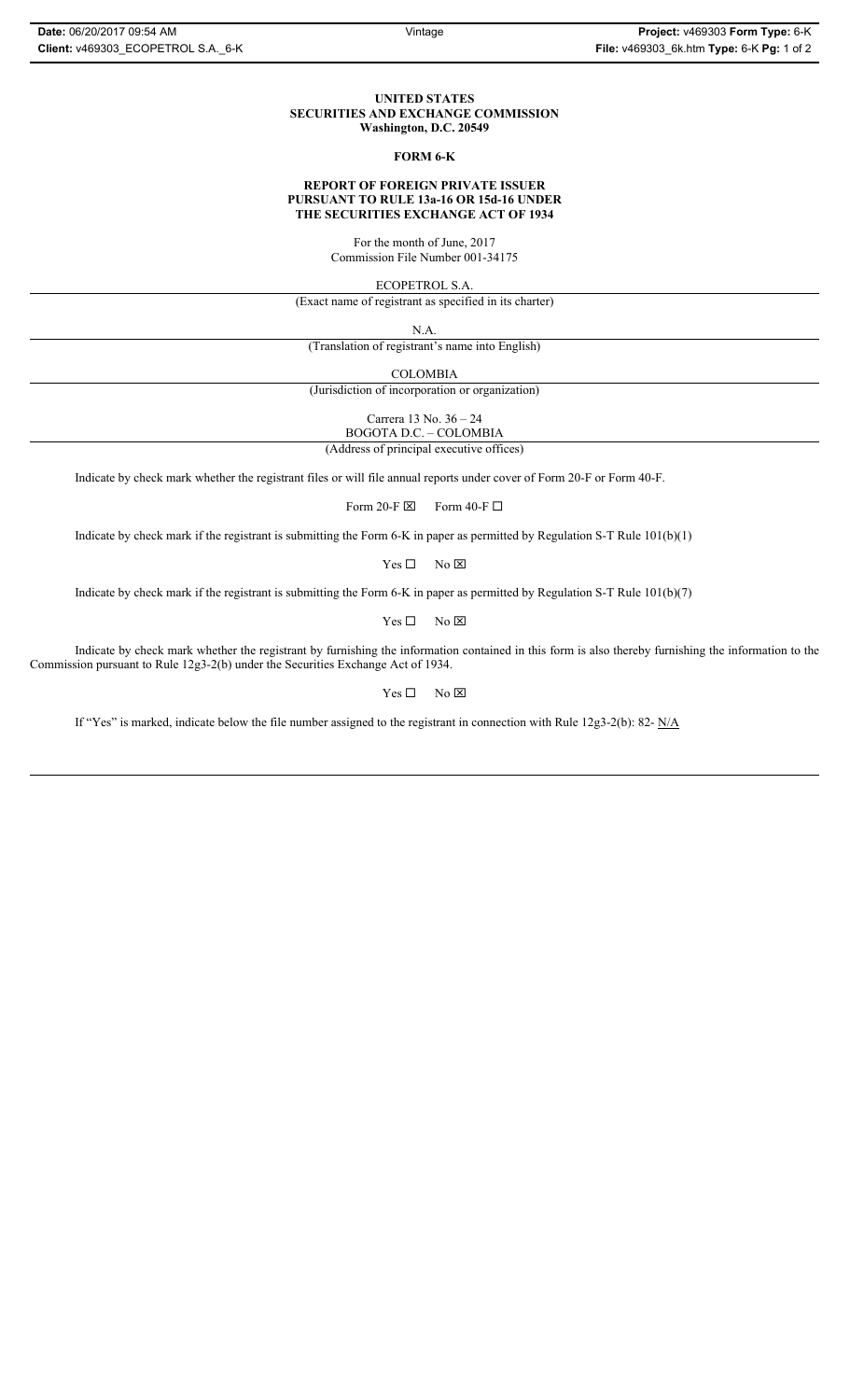**UNITED STATES**
**SECURITIES AND EXCHANGE COMMISSION**
**Washington, D.C. 20549**

**FORM 6-K**

**REPORT OF FOREIGN PRIVATE ISSUER**
**PURSUANT TO RULE 13a-16 OR 15d-16 UNDER**
**THE SECURITIES EXCHANGE ACT OF 1934**

For the month of June, 2017
Commission File Number 001-34175

ECOPETROL S.A.

(Exact name of registrant as specified in its charter)

N.A.

(Translation of registrant's name into English)

COLOMBIA

(Jurisdiction of incorporation or organization)

Carrera 13 No. 36 – 24
BOGOTA D.C. – COLOMBIA

(Address of principal executive offices)

Indicate by check mark whether the registrant files or will file annual reports under cover of Form 20-F or Form 40-F.

Form 20-F ☒ Form 40-F ☐

Indicate by check mark if the registrant is submitting the Form 6-K in paper as permitted by Regulation S-T Rule 101(b)(1)

Yes ☐ No ☒

Indicate by check mark if the registrant is submitting the Form 6-K in paper as permitted by Regulation S-T Rule 101(b)(7)

Yes ☐ No ☒

Indicate by check mark whether the registrant by furnishing the information contained in this form is also thereby furnishing the information to the Commission pursuant to Rule 12g3-2(b) under the Securities Exchange Act of 1934.

Yes ☐ No ☒

If "Yes" is marked, indicate below the file number assigned to the registrant in connection with Rule 12g3-2(b): 82- N/A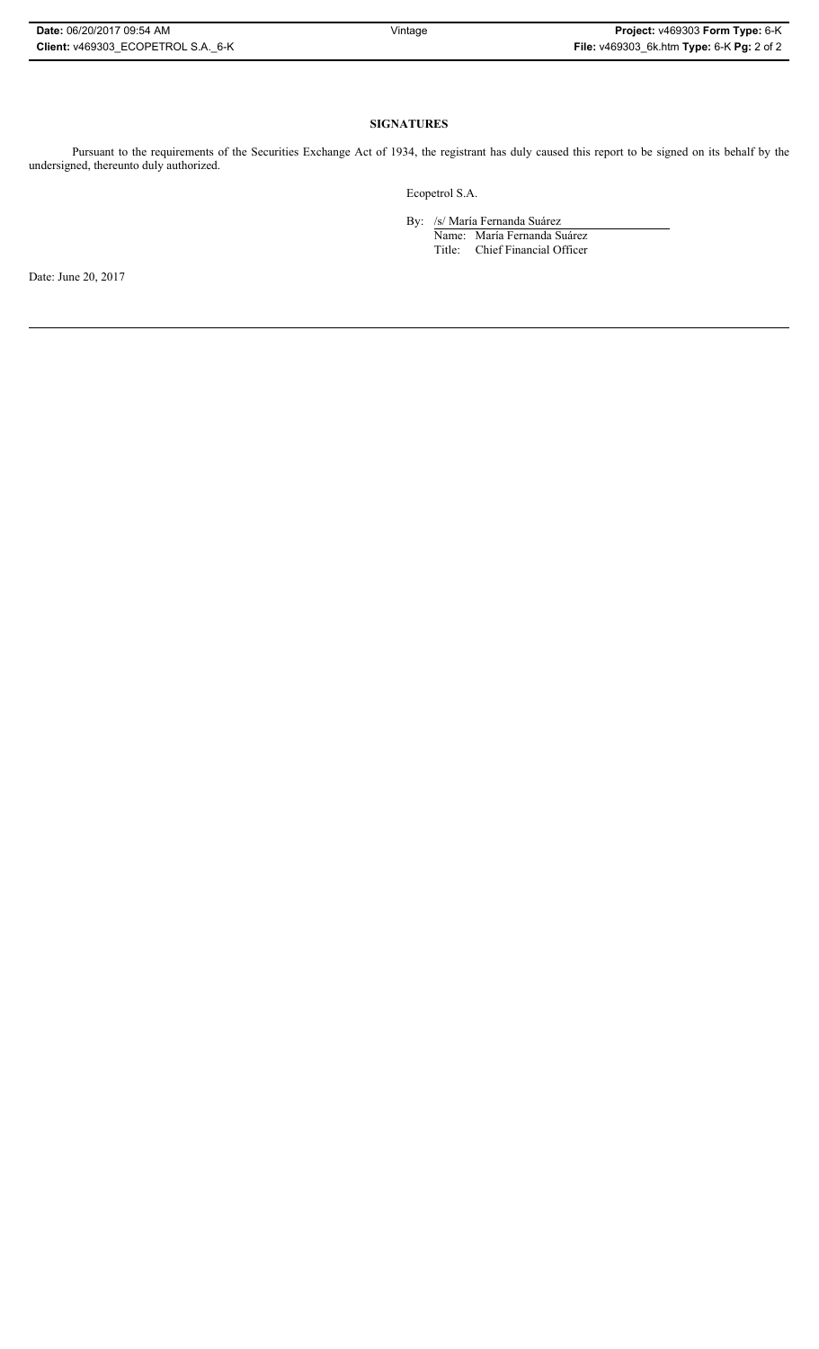## SIGNATURES

Pursuant to the requirements of the Securities Exchange Act of 1934, the registrant has duly caused this report to be signed on its behalf by the undersigned, thereunto duly authorized.

Ecopetrol S.A.

By: /s/ María Fernanda Suárez
Name: María Fernanda Suárez
Title: Chief Financial Officer

Date: June 20, 2017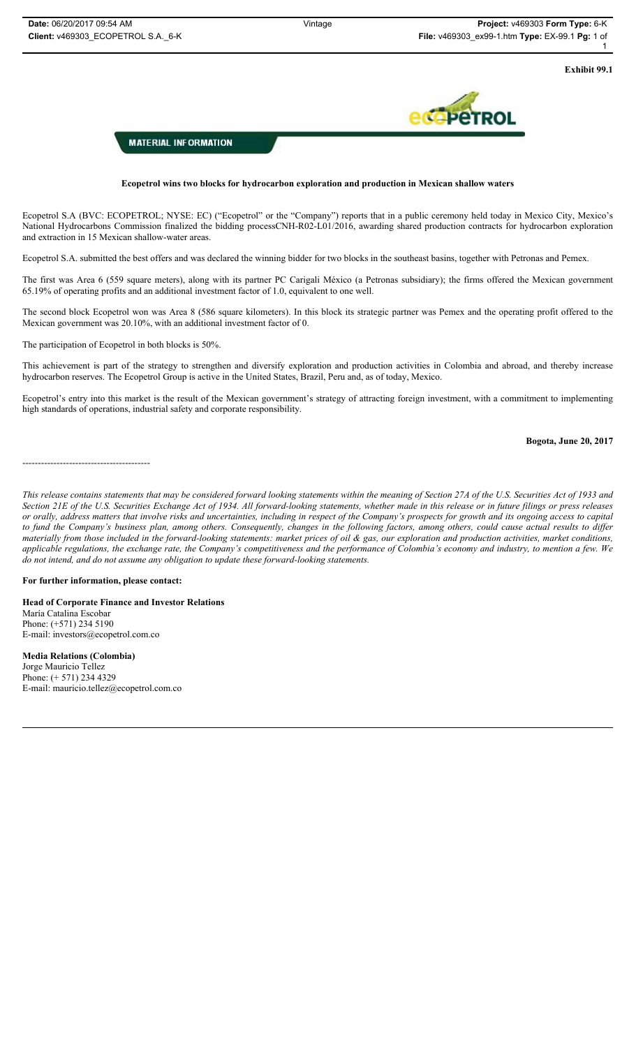**Exhibit 99.1**

**MATERIAL INFORMATION**

**Ecopetrol wins two blocks for hydrocarbon exploration and production in Mexican shallow waters**

Ecopetrol S.A (BVC: ECOPETROL; NYSE: EC) ("Ecopetrol" or the "Company") reports that in a public ceremony held today in Mexico City, Mexico's National Hydrocarbons Commission finalized the bidding processCNH-R02-L01/2016, awarding shared production contracts for hydrocarbon exploration and extraction in 15 Mexican shallow-water areas.

Ecopetrol S.A. submitted the best offers and was declared the winning bidder for two blocks in the southeast basins, together with Petronas and Pemex.

The first was Area 6 (559 square meters), along with its partner PC Carigali México (a Petronas subsidiary); the firms offered the Mexican government 65.19% of operating profits and an additional investment factor of 1.0, equivalent to one well.

The second block Ecopetrol won was Area 8 (586 square kilometers). In this block its strategic partner was Pemex and the operating profit offered to the Mexican government was 20.10%, with an additional investment factor of 0.

The participation of Ecopetrol in both blocks is 50%.

This achievement is part of the strategy to strengthen and diversify exploration and production activities in Colombia and abroad, and thereby increase hydrocarbon reserves. The Ecopetrol Group is active in the United States, Brazil, Peru and, as of today, Mexico.

Ecopetrol's entry into this market is the result of the Mexican government's strategy of attracting foreign investment, with a commitment to implementing high standards of operations, industrial safety and corporate responsibility.

**Bogota, June 20, 2017**

----------------------------------------

*This release contains statements that may be considered forward looking statements within the meaning of Section 27A of the U.S. Securities Act of 1933 and Section 21E of the U.S. Securities Exchange Act of 1934. All forward-looking statements, whether made in this release or in future filings or press releases or orally, address matters that involve risks and uncertainties, including in respect of the Company's prospects for growth and its ongoing access to capital to fund the Company's business plan, among others. Consequently, changes in the following factors, among others, could cause actual results to differ materially from those included in the forward-looking statements: market prices of oil & gas, our exploration and production activities, market conditions, applicable regulations, the exchange rate, the Company's competitiveness and the performance of Colombia's economy and industry, to mention a few. We do not intend, and do not assume any obligation to update these forward-looking statements.*

**For further information, please contact:**

**Head of Corporate Finance and Investor Relations**
María Catalina Escobar
Phone: (+571) 234 5190
E-mail: investors@ecopetrol.com.co

**Media Relations (Colombia)**
Jorge Mauricio Tellez
Phone: (+ 571) 234 4329
E-mail: mauricio.tellez@ecopetrol.com.co